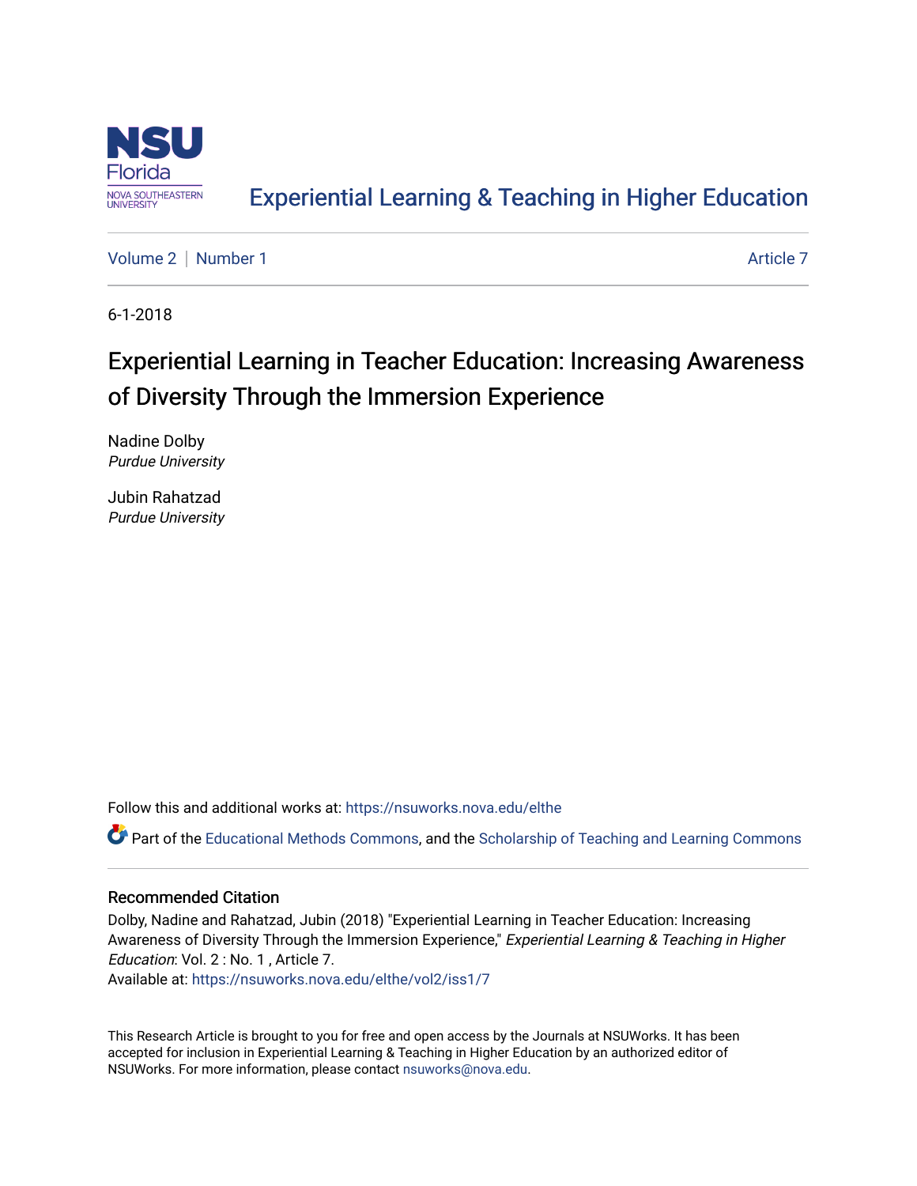Experiential Learning & Teaching in Higher Education

Volume 2 | Number 1 | Article 7

6-1-2018

# Experiential Learning in Teacher Education: Increasing Awareness of Diversity Through the Immersion Experience

Nadine Dolby
*Purdue University*

Jubin Rahatzad
*Purdue University*

Follow this and additional works at: https://nsuworks.nova.edu/elthe

Part of the Educational Methods Commons, and the Scholarship of Teaching and Learning Commons

## Recommended Citation

Dolby, Nadine and Rahatzad, Jubin (2018) "Experiential Learning in Teacher Education: Increasing Awareness of Diversity Through the Immersion Experience," *Experiential Learning & Teaching in Higher Education*: Vol. 2 : No. 1 , Article 7.
Available at: https://nsuworks.nova.edu/elthe/vol2/iss1/7

This Research Article is brought to you for free and open access by the Journals at NSUWorks. It has been accepted for inclusion in Experiential Learning & Teaching in Higher Education by an authorized editor of NSUWorks. For more information, please contact nsuworks@nova.edu.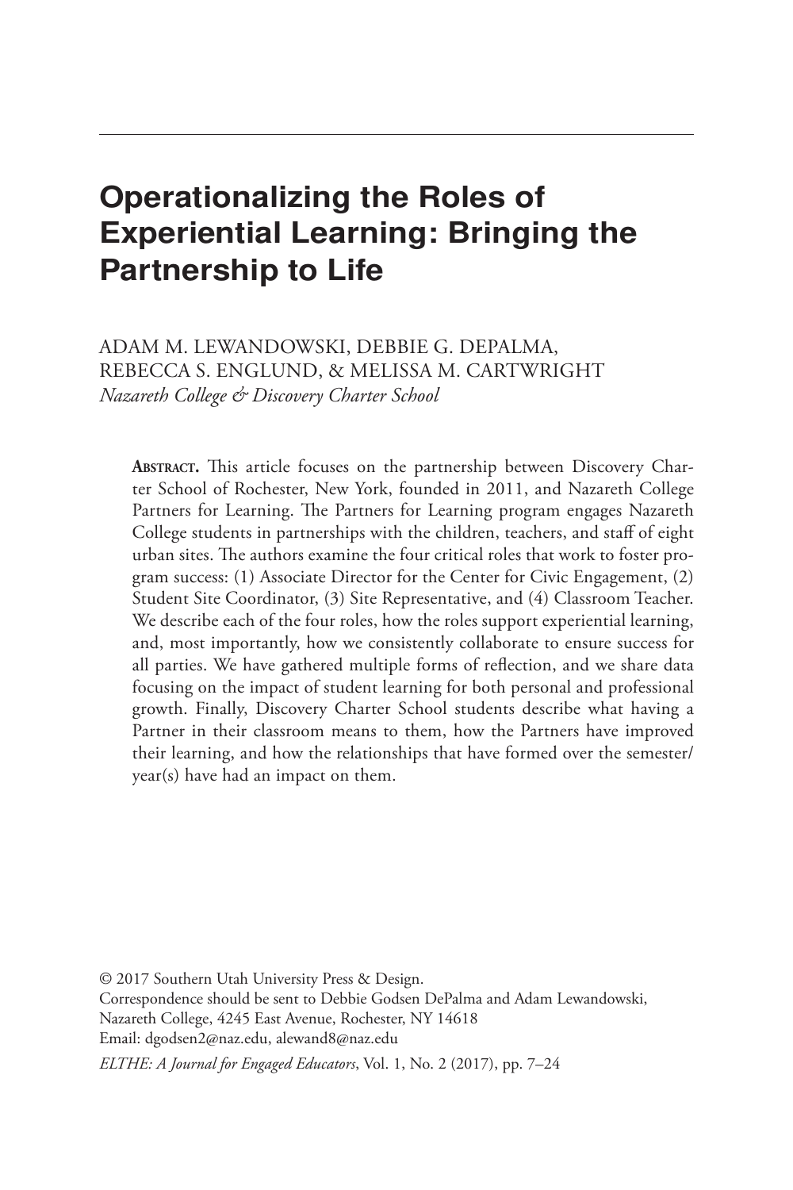# Operationalizing the Roles of Experiential Learning: Bringing the Partnership to Life

ADAM M. LEWANDOWSKI, DEBBIE G. DEPALMA, REBECCA S. ENGLUND, & MELISSA M. CARTWRIGHT
*Nazareth College & Discovery Charter School*

**Abstract.** This article focuses on the partnership between Discovery Charter School of Rochester, New York, founded in 2011, and Nazareth College Partners for Learning. The Partners for Learning program engages Nazareth College students in partnerships with the children, teachers, and staff of eight urban sites. The authors examine the four critical roles that work to foster program success: (1) Associate Director for the Center for Civic Engagement, (2) Student Site Coordinator, (3) Site Representative, and (4) Classroom Teacher. We describe each of the four roles, how the roles support experiential learning, and, most importantly, how we consistently collaborate to ensure success for all parties. We have gathered multiple forms of reflection, and we share data focusing on the impact of student learning for both personal and professional growth. Finally, Discovery Charter School students describe what having a Partner in their classroom means to them, how the Partners have improved their learning, and how the relationships that have formed over the semester/year(s) have had an impact on them.

© 2017 Southern Utah University Press & Design.
Correspondence should be sent to Debbie Godsen DePalma and Adam Lewandowski, Nazareth College, 4245 East Avenue, Rochester, NY 14618
Email: dgodsen2@naz.edu, alewand8@naz.edu

*ELTHE: A Journal for Engaged Educators*, Vol. 1, No. 2 (2017), pp. 7–24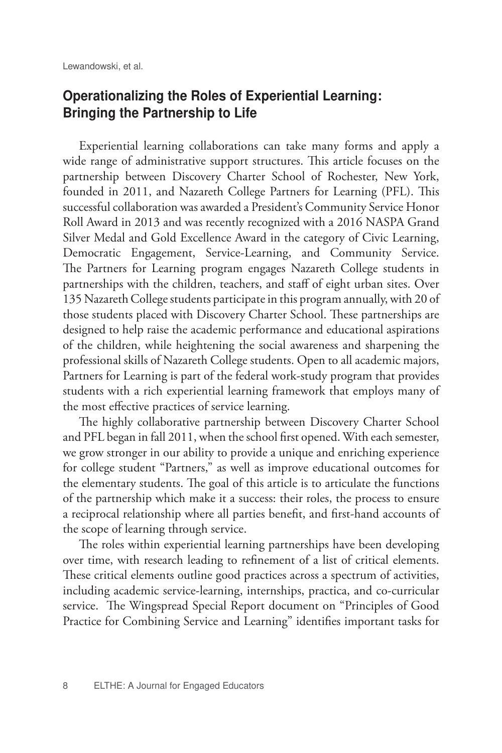## Operationalizing the Roles of Experiential Learning: Bringing the Partnership to Life

Experiential learning collaborations can take many forms and apply a wide range of administrative support structures. This article focuses on the partnership between Discovery Charter School of Rochester, New York, founded in 2011, and Nazareth College Partners for Learning (PFL). This successful collaboration was awarded a President's Community Service Honor Roll Award in 2013 and was recently recognized with a 2016 NASPA Grand Silver Medal and Gold Excellence Award in the category of Civic Learning, Democratic Engagement, Service-Learning, and Community Service. The Partners for Learning program engages Nazareth College students in partnerships with the children, teachers, and staff of eight urban sites. Over 135 Nazareth College students participate in this program annually, with 20 of those students placed with Discovery Charter School. These partnerships are designed to help raise the academic performance and educational aspirations of the children, while heightening the social awareness and sharpening the professional skills of Nazareth College students. Open to all academic majors, Partners for Learning is part of the federal work-study program that provides students with a rich experiential learning framework that employs many of the most effective practices of service learning.

The highly collaborative partnership between Discovery Charter School and PFL began in fall 2011, when the school first opened. With each semester, we grow stronger in our ability to provide a unique and enriching experience for college student "Partners," as well as improve educational outcomes for the elementary students. The goal of this article is to articulate the functions of the partnership which make it a success: their roles, the process to ensure a reciprocal relationship where all parties benefit, and first-hand accounts of the scope of learning through service.

The roles within experiential learning partnerships have been developing over time, with research leading to refinement of a list of critical elements. These critical elements outline good practices across a spectrum of activities, including academic service-learning, internships, practica, and co-curricular service. The Wingspread Special Report document on "Principles of Good Practice for Combining Service and Learning" identifies important tasks for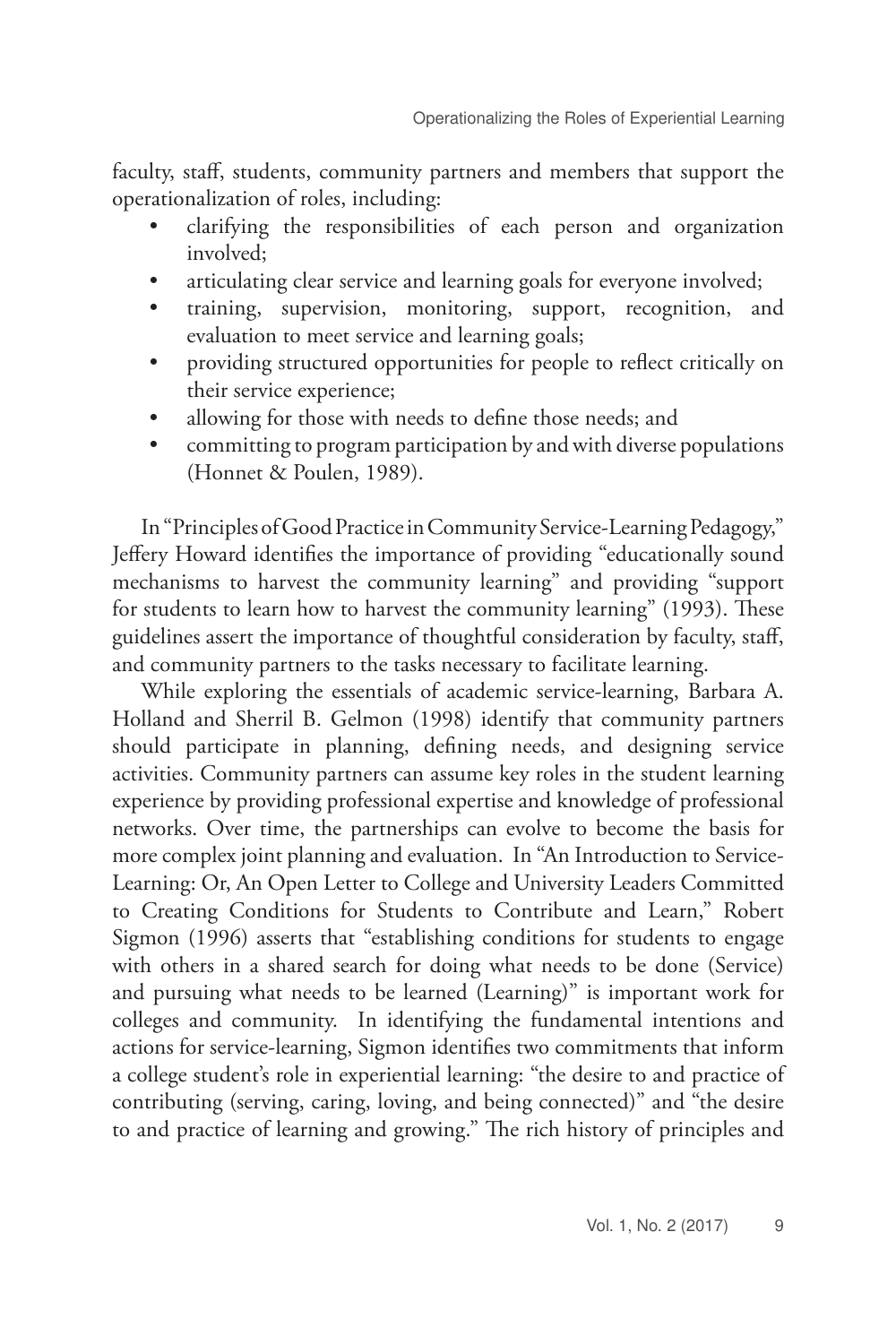faculty, staff, students, community partners and members that support the operationalization of roles, including:

- clarifying the responsibilities of each person and organization involved;
- articulating clear service and learning goals for everyone involved;
- training, supervision, monitoring, support, recognition, and evaluation to meet service and learning goals;
- providing structured opportunities for people to reflect critically on their service experience;
- allowing for those with needs to define those needs; and
- committing to program participation by and with diverse populations (Honnet & Poulen, 1989).

In "Principles of Good Practice in Community Service-Learning Pedagogy," Jeffery Howard identifies the importance of providing "educationally sound mechanisms to harvest the community learning" and providing "support for students to learn how to harvest the community learning" (1993). These guidelines assert the importance of thoughtful consideration by faculty, staff, and community partners to the tasks necessary to facilitate learning.

While exploring the essentials of academic service-learning, Barbara A. Holland and Sherril B. Gelmon (1998) identify that community partners should participate in planning, defining needs, and designing service activities. Community partners can assume key roles in the student learning experience by providing professional expertise and knowledge of professional networks. Over time, the partnerships can evolve to become the basis for more complex joint planning and evaluation. In "An Introduction to Service-Learning: Or, An Open Letter to College and University Leaders Committed to Creating Conditions for Students to Contribute and Learn," Robert Sigmon (1996) asserts that "establishing conditions for students to engage with others in a shared search for doing what needs to be done (Service) and pursuing what needs to be learned (Learning)" is important work for colleges and community. In identifying the fundamental intentions and actions for service-learning, Sigmon identifies two commitments that inform a college student's role in experiential learning: "the desire to and practice of contributing (serving, caring, loving, and being connected)" and "the desire to and practice of learning and growing." The rich history of principles and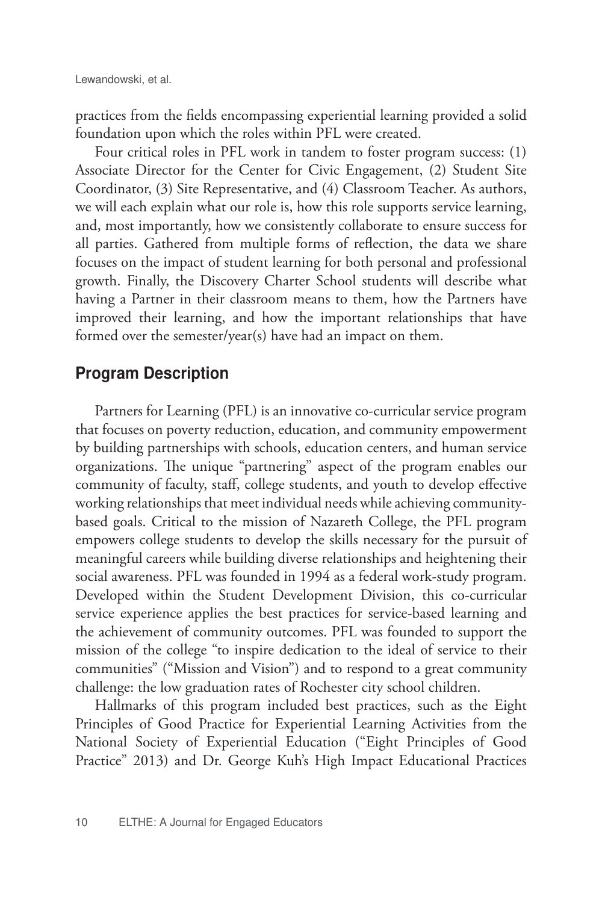practices from the fields encompassing experiential learning provided a solid foundation upon which the roles within PFL were created.

Four critical roles in PFL work in tandem to foster program success: (1) Associate Director for the Center for Civic Engagement, (2) Student Site Coordinator, (3) Site Representative, and (4) Classroom Teacher. As authors, we will each explain what our role is, how this role supports service learning, and, most importantly, how we consistently collaborate to ensure success for all parties. Gathered from multiple forms of reflection, the data we share focuses on the impact of student learning for both personal and professional growth. Finally, the Discovery Charter School students will describe what having a Partner in their classroom means to them, how the Partners have improved their learning, and how the important relationships that have formed over the semester/year(s) have had an impact on them.

## Program Description

Partners for Learning (PFL) is an innovative co-curricular service program that focuses on poverty reduction, education, and community empowerment by building partnerships with schools, education centers, and human service organizations. The unique "partnering" aspect of the program enables our community of faculty, staff, college students, and youth to develop effective working relationships that meet individual needs while achieving community-based goals. Critical to the mission of Nazareth College, the PFL program empowers college students to develop the skills necessary for the pursuit of meaningful careers while building diverse relationships and heightening their social awareness. PFL was founded in 1994 as a federal work-study program. Developed within the Student Development Division, this co-curricular service experience applies the best practices for service-based learning and the achievement of community outcomes. PFL was founded to support the mission of the college "to inspire dedication to the ideal of service to their communities" ("Mission and Vision") and to respond to a great community challenge: the low graduation rates of Rochester city school children.

Hallmarks of this program included best practices, such as the Eight Principles of Good Practice for Experiential Learning Activities from the National Society of Experiential Education ("Eight Principles of Good Practice" 2013) and Dr. George Kuh's High Impact Educational Practices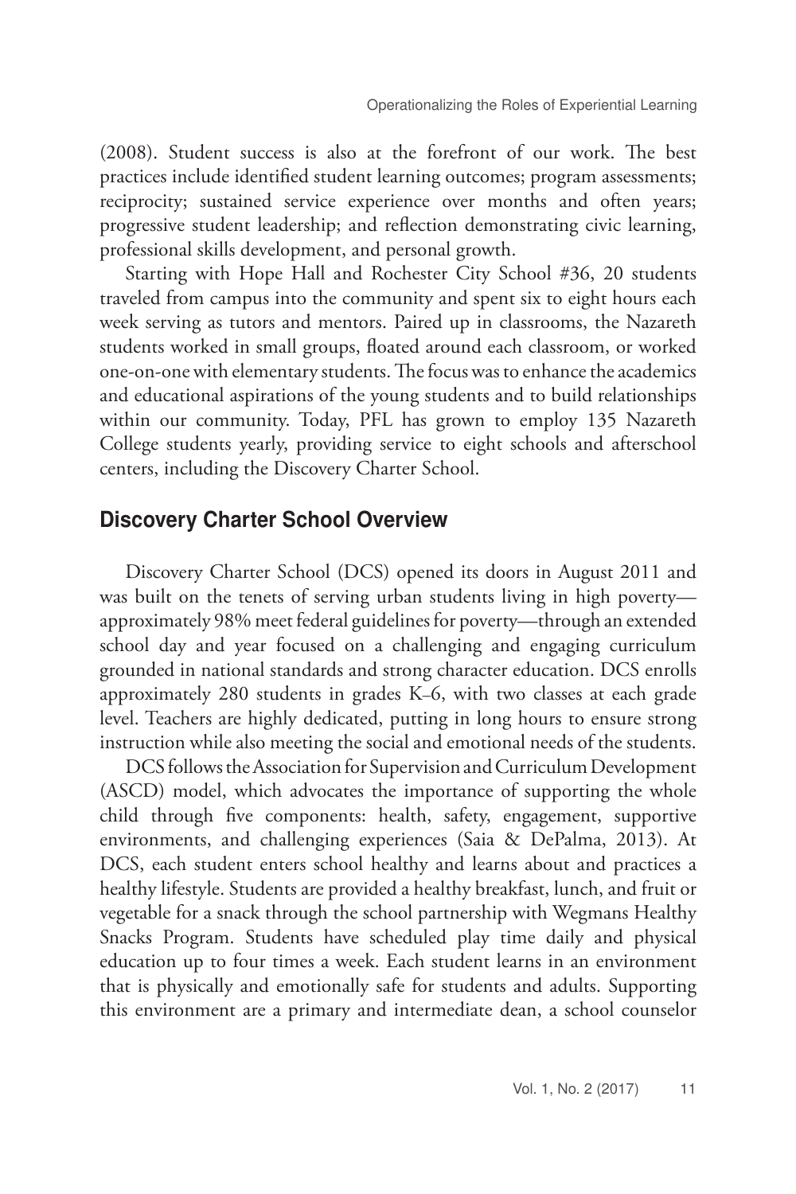(2008). Student success is also at the forefront of our work. The best practices include identified student learning outcomes; program assessments; reciprocity; sustained service experience over months and often years; progressive student leadership; and reflection demonstrating civic learning, professional skills development, and personal growth.

Starting with Hope Hall and Rochester City School #36, 20 students traveled from campus into the community and spent six to eight hours each week serving as tutors and mentors. Paired up in classrooms, the Nazareth students worked in small groups, floated around each classroom, or worked one-on-one with elementary students. The focus was to enhance the academics and educational aspirations of the young students and to build relationships within our community. Today, PFL has grown to employ 135 Nazareth College students yearly, providing service to eight schools and afterschool centers, including the Discovery Charter School.

## Discovery Charter School Overview

Discovery Charter School (DCS) opened its doors in August 2011 and was built on the tenets of serving urban students living in high poverty—approximately 98% meet federal guidelines for poverty—through an extended school day and year focused on a challenging and engaging curriculum grounded in national standards and strong character education. DCS enrolls approximately 280 students in grades K–6, with two classes at each grade level. Teachers are highly dedicated, putting in long hours to ensure strong instruction while also meeting the social and emotional needs of the students.

DCS follows the Association for Supervision and Curriculum Development (ASCD) model, which advocates the importance of supporting the whole child through five components: health, safety, engagement, supportive environments, and challenging experiences (Saia & DePalma, 2013). At DCS, each student enters school healthy and learns about and practices a healthy lifestyle. Students are provided a healthy breakfast, lunch, and fruit or vegetable for a snack through the school partnership with Wegmans Healthy Snacks Program. Students have scheduled play time daily and physical education up to four times a week. Each student learns in an environment that is physically and emotionally safe for students and adults. Supporting this environment are a primary and intermediate dean, a school counselor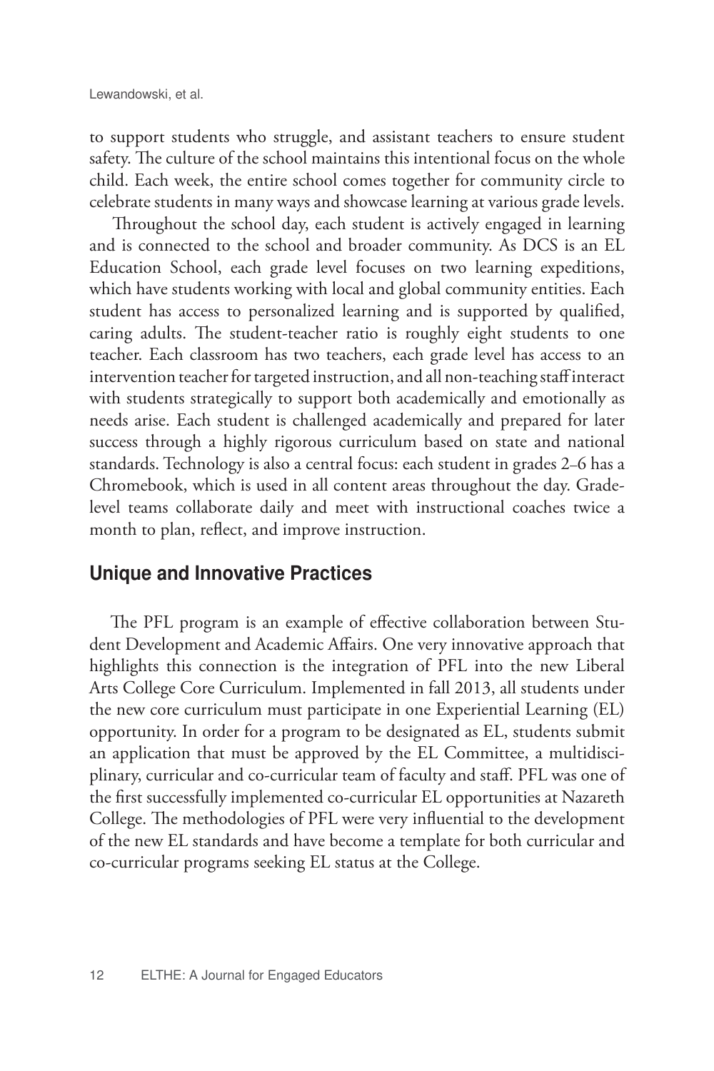to support students who struggle, and assistant teachers to ensure student safety. The culture of the school maintains this intentional focus on the whole child. Each week, the entire school comes together for community circle to celebrate students in many ways and showcase learning at various grade levels.

Throughout the school day, each student is actively engaged in learning and is connected to the school and broader community. As DCS is an EL Education School, each grade level focuses on two learning expeditions, which have students working with local and global community entities. Each student has access to personalized learning and is supported by qualified, caring adults. The student-teacher ratio is roughly eight students to one teacher. Each classroom has two teachers, each grade level has access to an intervention teacher for targeted instruction, and all non-teaching staff interact with students strategically to support both academically and emotionally as needs arise. Each student is challenged academically and prepared for later success through a highly rigorous curriculum based on state and national standards. Technology is also a central focus: each student in grades 2–6 has a Chromebook, which is used in all content areas throughout the day. Grade-level teams collaborate daily and meet with instructional coaches twice a month to plan, reflect, and improve instruction.

## Unique and Innovative Practices

The PFL program is an example of effective collaboration between Student Development and Academic Affairs. One very innovative approach that highlights this connection is the integration of PFL into the new Liberal Arts College Core Curriculum. Implemented in fall 2013, all students under the new core curriculum must participate in one Experiential Learning (EL) opportunity. In order for a program to be designated as EL, students submit an application that must be approved by the EL Committee, a multidisciplinary, curricular and co-curricular team of faculty and staff. PFL was one of the first successfully implemented co-curricular EL opportunities at Nazareth College. The methodologies of PFL were very influential to the development of the new EL standards and have become a template for both curricular and co-curricular programs seeking EL status at the College.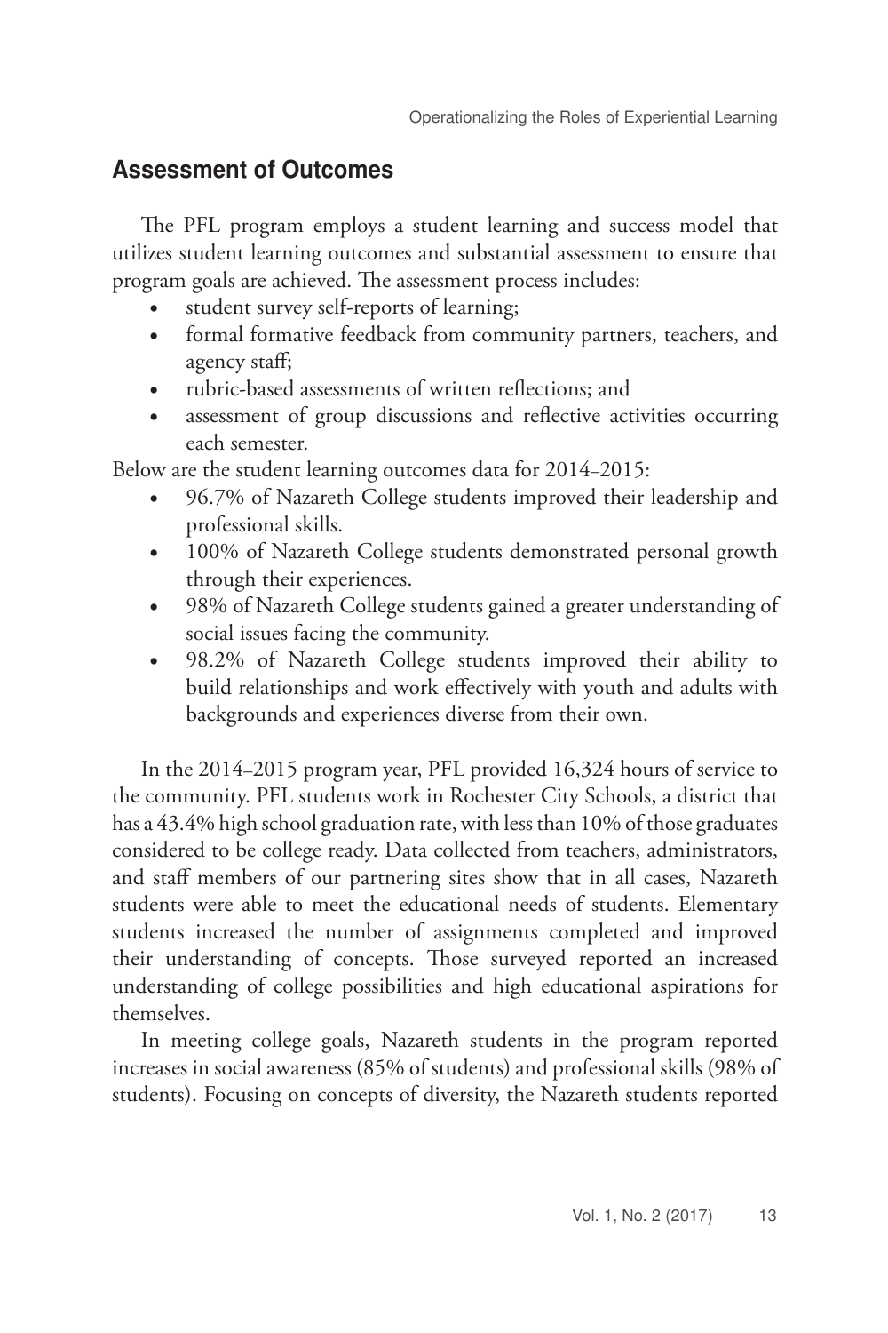## Assessment of Outcomes

The PFL program employs a student learning and success model that utilizes student learning outcomes and substantial assessment to ensure that program goals are achieved. The assessment process includes:

- student survey self-reports of learning;
- formal formative feedback from community partners, teachers, and agency staff;
- rubric-based assessments of written reflections; and
- assessment of group discussions and reflective activities occurring each semester.

Below are the student learning outcomes data for 2014–2015:

- 96.7% of Nazareth College students improved their leadership and professional skills.
- 100% of Nazareth College students demonstrated personal growth through their experiences.
- 98% of Nazareth College students gained a greater understanding of social issues facing the community.
- 98.2% of Nazareth College students improved their ability to build relationships and work effectively with youth and adults with backgrounds and experiences diverse from their own.

In the 2014–2015 program year, PFL provided 16,324 hours of service to the community. PFL students work in Rochester City Schools, a district that has a 43.4% high school graduation rate, with less than 10% of those graduates considered to be college ready. Data collected from teachers, administrators, and staff members of our partnering sites show that in all cases, Nazareth students were able to meet the educational needs of students. Elementary students increased the number of assignments completed and improved their understanding of concepts. Those surveyed reported an increased understanding of college possibilities and high educational aspirations for themselves.

In meeting college goals, Nazareth students in the program reported increases in social awareness (85% of students) and professional skills (98% of students). Focusing on concepts of diversity, the Nazareth students reported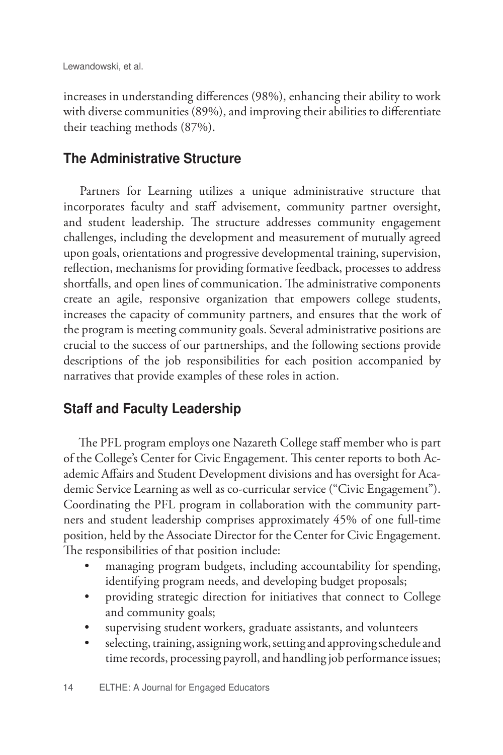increases in understanding differences (98%), enhancing their ability to work with diverse communities (89%), and improving their abilities to differentiate their teaching methods (87%).

## The Administrative Structure

Partners for Learning utilizes a unique administrative structure that incorporates faculty and staff advisement, community partner oversight, and student leadership. The structure addresses community engagement challenges, including the development and measurement of mutually agreed upon goals, orientations and progressive developmental training, supervision, reflection, mechanisms for providing formative feedback, processes to address shortfalls, and open lines of communication. The administrative components create an agile, responsive organization that empowers college students, increases the capacity of community partners, and ensures that the work of the program is meeting community goals. Several administrative positions are crucial to the success of our partnerships, and the following sections provide descriptions of the job responsibilities for each position accompanied by narratives that provide examples of these roles in action.

## Staff and Faculty Leadership

The PFL program employs one Nazareth College staff member who is part of the College's Center for Civic Engagement. This center reports to both Academic Affairs and Student Development divisions and has oversight for Academic Service Learning as well as co-curricular service ("Civic Engagement"). Coordinating the PFL program in collaboration with the community partners and student leadership comprises approximately 45% of one full-time position, held by the Associate Director for the Center for Civic Engagement. The responsibilities of that position include:

- managing program budgets, including accountability for spending, identifying program needs, and developing budget proposals;
- providing strategic direction for initiatives that connect to College and community goals;
- supervising student workers, graduate assistants, and volunteers
- selecting, training, assigning work, setting and approving schedule and time records, processing payroll, and handling job performance issues;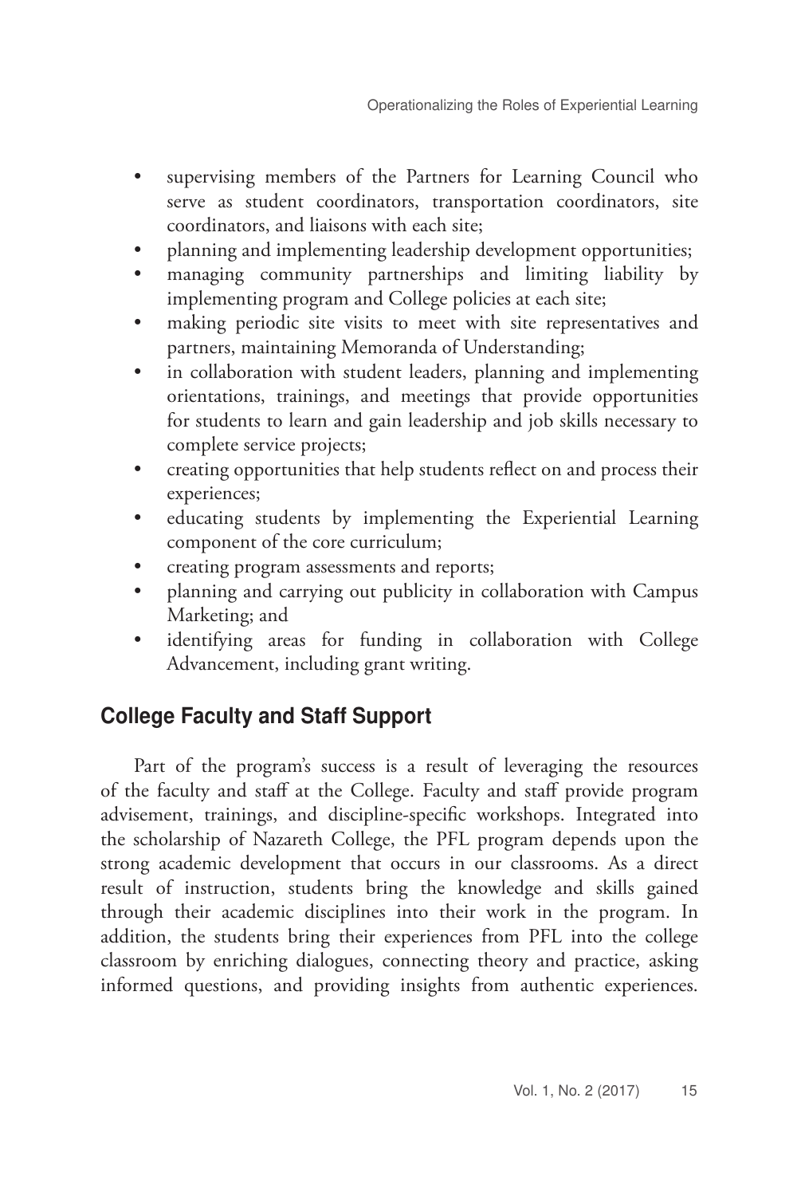- supervising members of the Partners for Learning Council who serve as student coordinators, transportation coordinators, site coordinators, and liaisons with each site;
- planning and implementing leadership development opportunities;
- managing community partnerships and limiting liability by implementing program and College policies at each site;
- making periodic site visits to meet with site representatives and partners, maintaining Memoranda of Understanding;
- in collaboration with student leaders, planning and implementing orientations, trainings, and meetings that provide opportunities for students to learn and gain leadership and job skills necessary to complete service projects;
- creating opportunities that help students reflect on and process their experiences;
- educating students by implementing the Experiential Learning component of the core curriculum;
- creating program assessments and reports;
- planning and carrying out publicity in collaboration with Campus Marketing; and
- identifying areas for funding in collaboration with College Advancement, including grant writing.

## College Faculty and Staff Support

Part of the program's success is a result of leveraging the resources of the faculty and staff at the College. Faculty and staff provide program advisement, trainings, and discipline-specific workshops. Integrated into the scholarship of Nazareth College, the PFL program depends upon the strong academic development that occurs in our classrooms. As a direct result of instruction, students bring the knowledge and skills gained through their academic disciplines into their work in the program. In addition, the students bring their experiences from PFL into the college classroom by enriching dialogues, connecting theory and practice, asking informed questions, and providing insights from authentic experiences.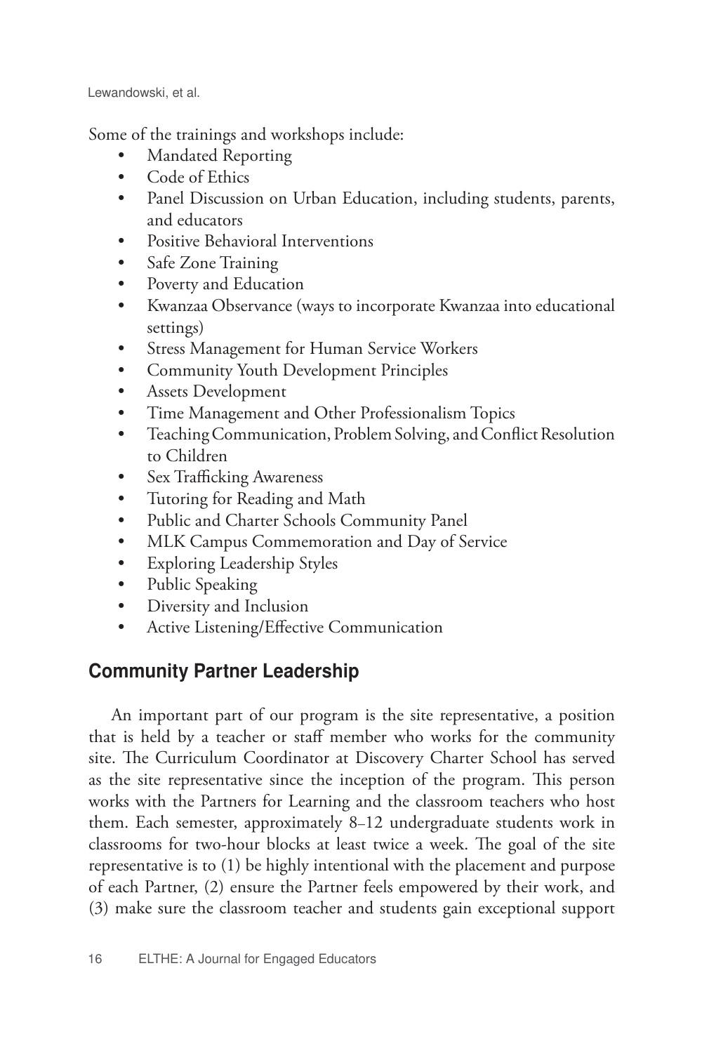Some of the trainings and workshops include:

- Mandated Reporting
- Code of Ethics
- Panel Discussion on Urban Education, including students, parents, and educators
- Positive Behavioral Interventions
- Safe Zone Training
- Poverty and Education
- Kwanzaa Observance (ways to incorporate Kwanzaa into educational settings)
- Stress Management for Human Service Workers
- Community Youth Development Principles
- Assets Development
- Time Management and Other Professionalism Topics
- Teaching Communication, Problem Solving, and Conflict Resolution to Children
- Sex Trafficking Awareness
- Tutoring for Reading and Math
- Public and Charter Schools Community Panel
- MLK Campus Commemoration and Day of Service
- Exploring Leadership Styles
- Public Speaking
- Diversity and Inclusion
- Active Listening/Effective Communication

## Community Partner Leadership

An important part of our program is the site representative, a position that is held by a teacher or staff member who works for the community site. The Curriculum Coordinator at Discovery Charter School has served as the site representative since the inception of the program. This person works with the Partners for Learning and the classroom teachers who host them. Each semester, approximately 8–12 undergraduate students work in classrooms for two-hour blocks at least twice a week. The goal of the site representative is to (1) be highly intentional with the placement and purpose of each Partner, (2) ensure the Partner feels empowered by their work, and (3) make sure the classroom teacher and students gain exceptional support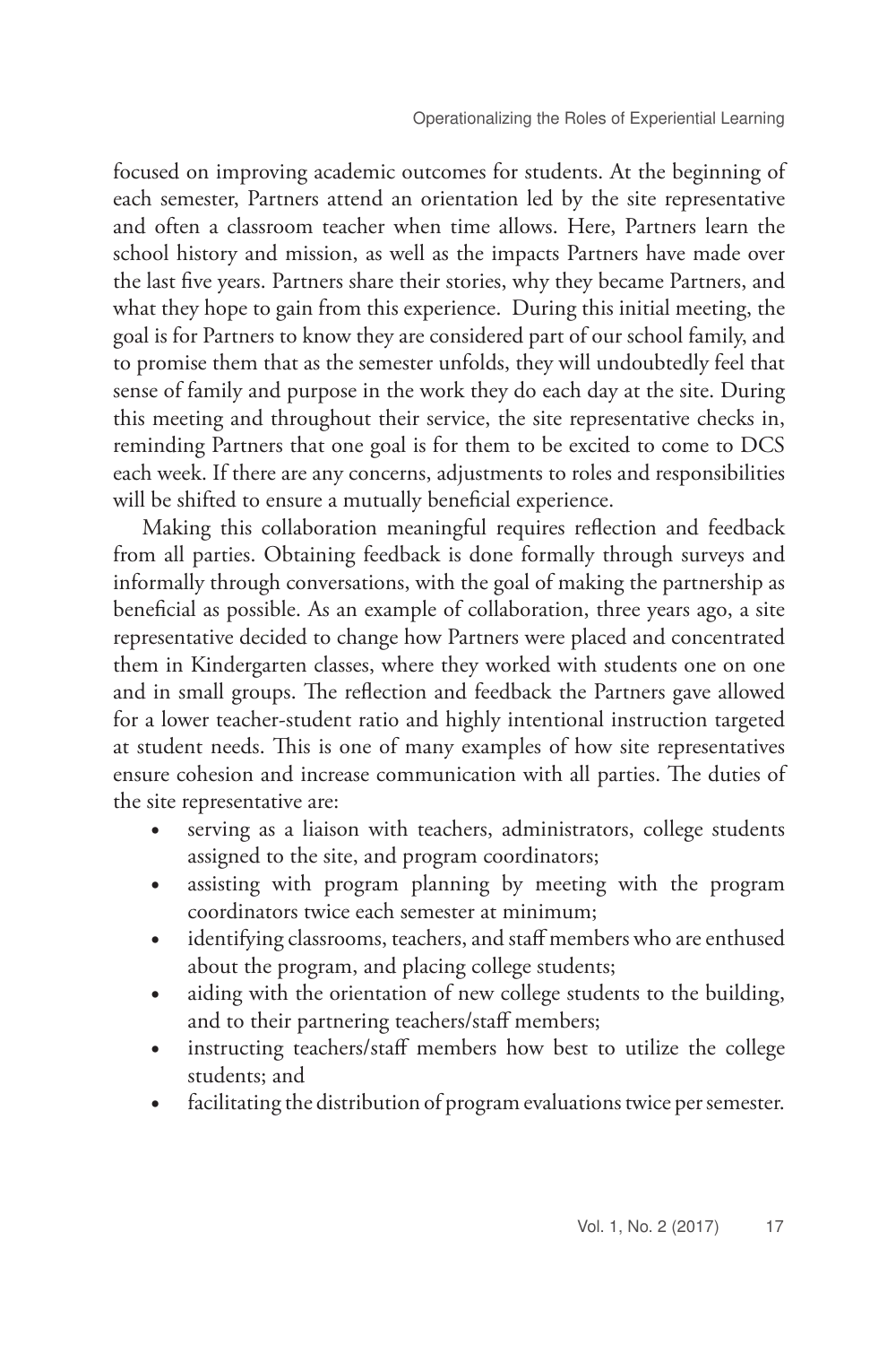focused on improving academic outcomes for students. At the beginning of each semester, Partners attend an orientation led by the site representative and often a classroom teacher when time allows. Here, Partners learn the school history and mission, as well as the impacts Partners have made over the last five years. Partners share their stories, why they became Partners, and what they hope to gain from this experience. During this initial meeting, the goal is for Partners to know they are considered part of our school family, and to promise them that as the semester unfolds, they will undoubtedly feel that sense of family and purpose in the work they do each day at the site. During this meeting and throughout their service, the site representative checks in, reminding Partners that one goal is for them to be excited to come to DCS each week. If there are any concerns, adjustments to roles and responsibilities will be shifted to ensure a mutually beneficial experience.

Making this collaboration meaningful requires reflection and feedback from all parties. Obtaining feedback is done formally through surveys and informally through conversations, with the goal of making the partnership as beneficial as possible. As an example of collaboration, three years ago, a site representative decided to change how Partners were placed and concentrated them in Kindergarten classes, where they worked with students one on one and in small groups. The reflection and feedback the Partners gave allowed for a lower teacher-student ratio and highly intentional instruction targeted at student needs. This is one of many examples of how site representatives ensure cohesion and increase communication with all parties. The duties of the site representative are:

- serving as a liaison with teachers, administrators, college students assigned to the site, and program coordinators;
- assisting with program planning by meeting with the program coordinators twice each semester at minimum;
- identifying classrooms, teachers, and staff members who are enthused about the program, and placing college students;
- aiding with the orientation of new college students to the building, and to their partnering teachers/staff members;
- instructing teachers/staff members how best to utilize the college students; and
- facilitating the distribution of program evaluations twice per semester.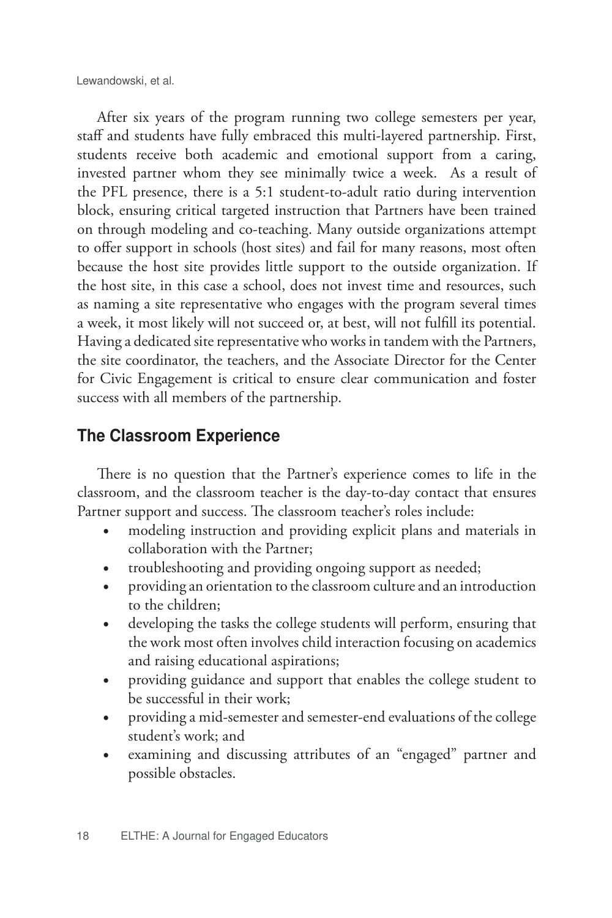After six years of the program running two college semesters per year, staff and students have fully embraced this multi-layered partnership. First, students receive both academic and emotional support from a caring, invested partner whom they see minimally twice a week. As a result of the PFL presence, there is a 5:1 student-to-adult ratio during intervention block, ensuring critical targeted instruction that Partners have been trained on through modeling and co-teaching. Many outside organizations attempt to offer support in schools (host sites) and fail for many reasons, most often because the host site provides little support to the outside organization. If the host site, in this case a school, does not invest time and resources, such as naming a site representative who engages with the program several times a week, it most likely will not succeed or, at best, will not fulfill its potential. Having a dedicated site representative who works in tandem with the Partners, the site coordinator, the teachers, and the Associate Director for the Center for Civic Engagement is critical to ensure clear communication and foster success with all members of the partnership.

## The Classroom Experience

There is no question that the Partner's experience comes to life in the classroom, and the classroom teacher is the day-to-day contact that ensures Partner support and success. The classroom teacher's roles include:

- modeling instruction and providing explicit plans and materials in collaboration with the Partner;
- troubleshooting and providing ongoing support as needed;
- providing an orientation to the classroom culture and an introduction to the children;
- developing the tasks the college students will perform, ensuring that the work most often involves child interaction focusing on academics and raising educational aspirations;
- providing guidance and support that enables the college student to be successful in their work;
- providing a mid-semester and semester-end evaluations of the college student's work; and
- examining and discussing attributes of an "engaged" partner and possible obstacles.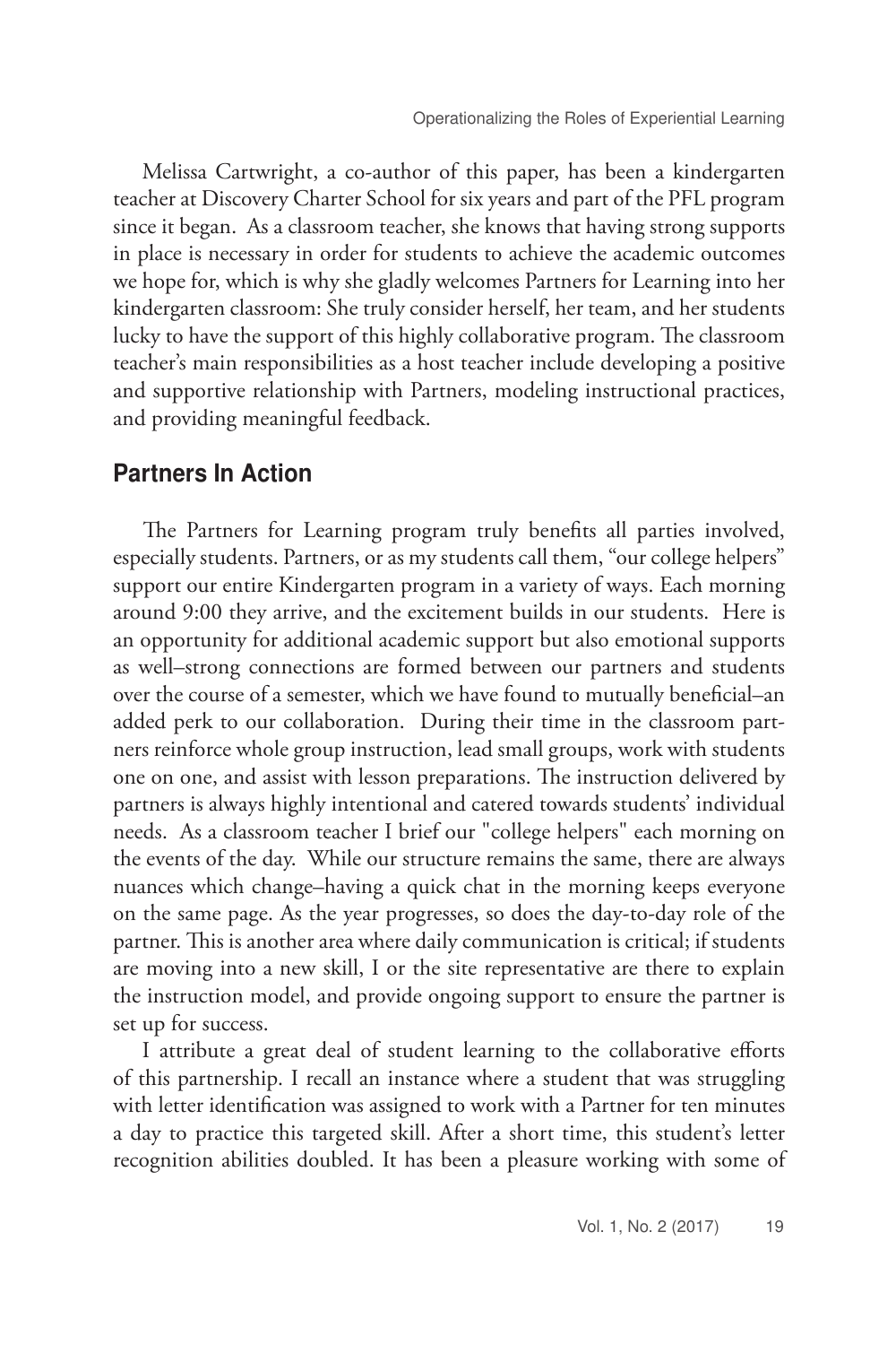Melissa Cartwright, a co-author of this paper, has been a kindergarten teacher at Discovery Charter School for six years and part of the PFL program since it began. As a classroom teacher, she knows that having strong supports in place is necessary in order for students to achieve the academic outcomes we hope for, which is why she gladly welcomes Partners for Learning into her kindergarten classroom: She truly consider herself, her team, and her students lucky to have the support of this highly collaborative program. The classroom teacher's main responsibilities as a host teacher include developing a positive and supportive relationship with Partners, modeling instructional practices, and providing meaningful feedback.

## Partners In Action

The Partners for Learning program truly benefits all parties involved, especially students. Partners, or as my students call them, "our college helpers" support our entire Kindergarten program in a variety of ways. Each morning around 9:00 they arrive, and the excitement builds in our students. Here is an opportunity for additional academic support but also emotional supports as well–strong connections are formed between our partners and students over the course of a semester, which we have found to mutually beneficial–an added perk to our collaboration. During their time in the classroom partners reinforce whole group instruction, lead small groups, work with students one on one, and assist with lesson preparations. The instruction delivered by partners is always highly intentional and catered towards students' individual needs. As a classroom teacher I brief our "college helpers" each morning on the events of the day. While our structure remains the same, there are always nuances which change–having a quick chat in the morning keeps everyone on the same page. As the year progresses, so does the day-to-day role of the partner. This is another area where daily communication is critical; if students are moving into a new skill, I or the site representative are there to explain the instruction model, and provide ongoing support to ensure the partner is set up for success.

I attribute a great deal of student learning to the collaborative efforts of this partnership. I recall an instance where a student that was struggling with letter identification was assigned to work with a Partner for ten minutes a day to practice this targeted skill. After a short time, this student's letter recognition abilities doubled. It has been a pleasure working with some of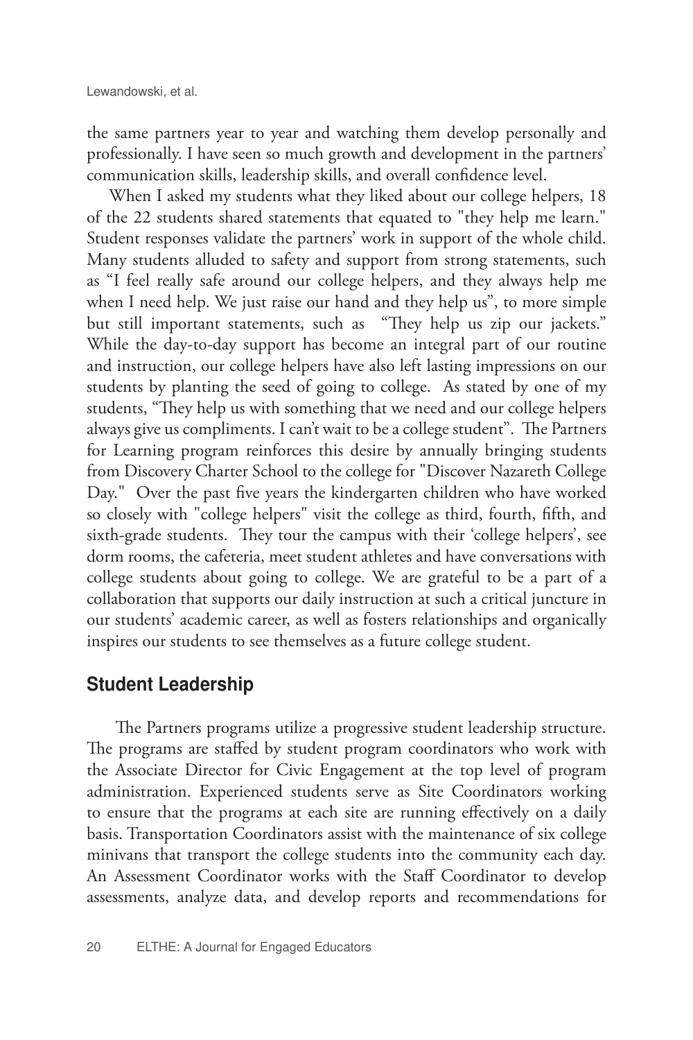the same partners year to year and watching them develop personally and professionally. I have seen so much growth and development in the partners' communication skills, leadership skills, and overall confidence level.

When I asked my students what they liked about our college helpers, 18 of the 22 students shared statements that equated to "they help me learn." Student responses validate the partners' work in support of the whole child. Many students alluded to safety and support from strong statements, such as "I feel really safe around our college helpers, and they always help me when I need help. We just raise our hand and they help us", to more simple but still important statements, such as "They help us zip our jackets." While the day-to-day support has become an integral part of our routine and instruction, our college helpers have also left lasting impressions on our students by planting the seed of going to college. As stated by one of my students, "They help us with something that we need and our college helpers always give us compliments. I can't wait to be a college student". The Partners for Learning program reinforces this desire by annually bringing students from Discovery Charter School to the college for "Discover Nazareth College Day." Over the past five years the kindergarten children who have worked so closely with "college helpers" visit the college as third, fourth, fifth, and sixth-grade students. They tour the campus with their 'college helpers', see dorm rooms, the cafeteria, meet student athletes and have conversations with college students about going to college. We are grateful to be a part of a collaboration that supports our daily instruction at such a critical juncture in our students' academic career, as well as fosters relationships and organically inspires our students to see themselves as a future college student.

## Student Leadership

The Partners programs utilize a progressive student leadership structure. The programs are staffed by student program coordinators who work with the Associate Director for Civic Engagement at the top level of program administration. Experienced students serve as Site Coordinators working to ensure that the programs at each site are running effectively on a daily basis. Transportation Coordinators assist with the maintenance of six college minivans that transport the college students into the community each day. An Assessment Coordinator works with the Staff Coordinator to develop assessments, analyze data, and develop reports and recommendations for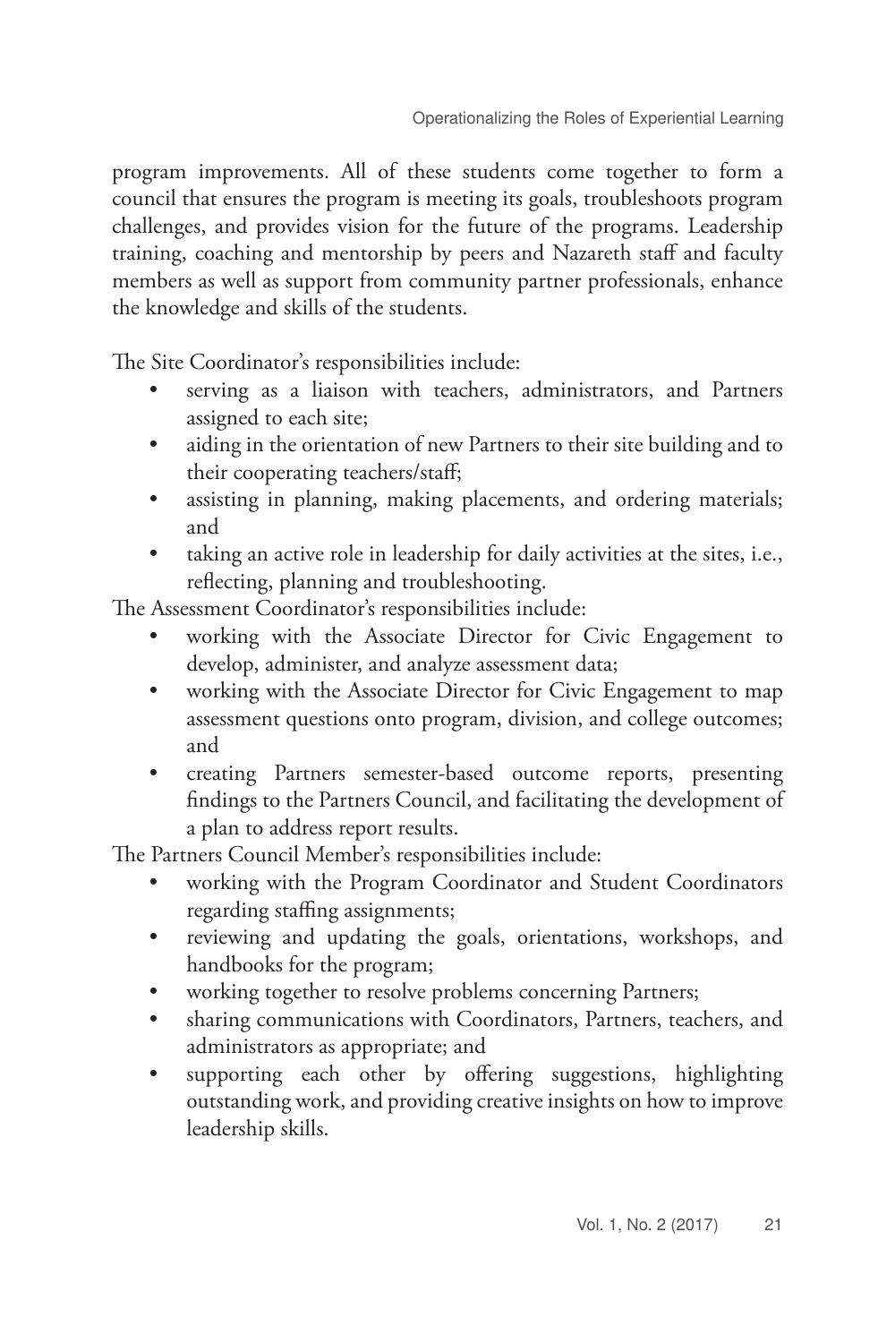program improvements. All of these students come together to form a council that ensures the program is meeting its goals, troubleshoots program challenges, and provides vision for the future of the programs. Leadership training, coaching and mentorship by peers and Nazareth staff and faculty members as well as support from community partner professionals, enhance the knowledge and skills of the students.

The Site Coordinator's responsibilities include:

- serving as a liaison with teachers, administrators, and Partners assigned to each site;
- aiding in the orientation of new Partners to their site building and to their cooperating teachers/staff;
- assisting in planning, making placements, and ordering materials; and
- taking an active role in leadership for daily activities at the sites, i.e., reflecting, planning and troubleshooting.

The Assessment Coordinator's responsibilities include:

- working with the Associate Director for Civic Engagement to develop, administer, and analyze assessment data;
- working with the Associate Director for Civic Engagement to map assessment questions onto program, division, and college outcomes; and
- creating Partners semester-based outcome reports, presenting findings to the Partners Council, and facilitating the development of a plan to address report results.

The Partners Council Member's responsibilities include:

- working with the Program Coordinator and Student Coordinators regarding staffing assignments;
- reviewing and updating the goals, orientations, workshops, and handbooks for the program;
- working together to resolve problems concerning Partners;
- sharing communications with Coordinators, Partners, teachers, and administrators as appropriate; and
- supporting each other by offering suggestions, highlighting outstanding work, and providing creative insights on how to improve leadership skills.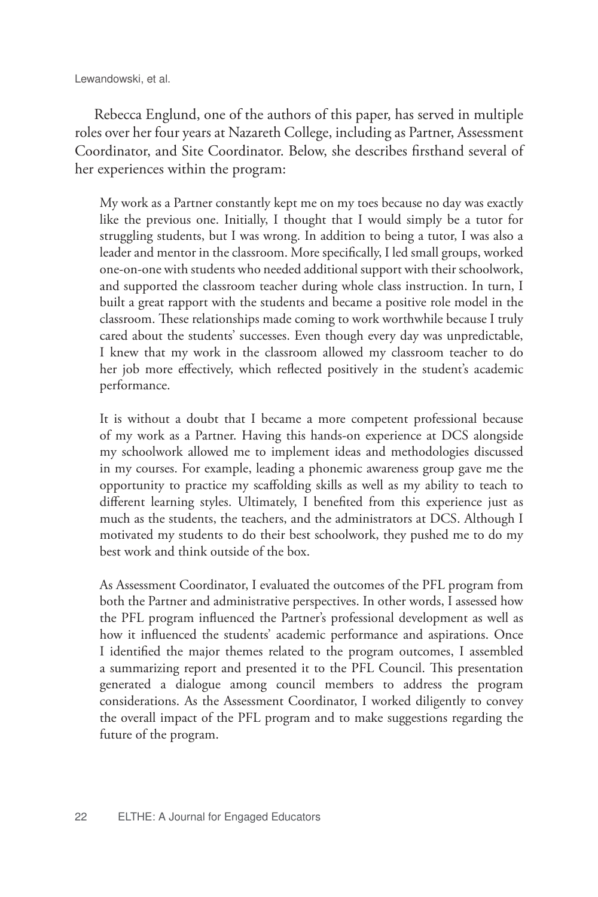Rebecca Englund, one of the authors of this paper, has served in multiple roles over her four years at Nazareth College, including as Partner, Assessment Coordinator, and Site Coordinator. Below, she describes firsthand several of her experiences within the program:

> My work as a Partner constantly kept me on my toes because no day was exactly like the previous one. Initially, I thought that I would simply be a tutor for struggling students, but I was wrong. In addition to being a tutor, I was also a leader and mentor in the classroom. More specifically, I led small groups, worked one-on-one with students who needed additional support with their schoolwork, and supported the classroom teacher during whole class instruction. In turn, I built a great rapport with the students and became a positive role model in the classroom. These relationships made coming to work worthwhile because I truly cared about the students' successes. Even though every day was unpredictable, I knew that my work in the classroom allowed my classroom teacher to do her job more effectively, which reflected positively in the student's academic performance.
>
> It is without a doubt that I became a more competent professional because of my work as a Partner. Having this hands-on experience at DCS alongside my schoolwork allowed me to implement ideas and methodologies discussed in my courses. For example, leading a phonemic awareness group gave me the opportunity to practice my scaffolding skills as well as my ability to teach to different learning styles. Ultimately, I benefited from this experience just as much as the students, the teachers, and the administrators at DCS. Although I motivated my students to do their best schoolwork, they pushed me to do my best work and think outside of the box.
>
> As Assessment Coordinator, I evaluated the outcomes of the PFL program from both the Partner and administrative perspectives. In other words, I assessed how the PFL program influenced the Partner's professional development as well as how it influenced the students' academic performance and aspirations. Once I identified the major themes related to the program outcomes, I assembled a summarizing report and presented it to the PFL Council. This presentation generated a dialogue among council members to address the program considerations. As the Assessment Coordinator, I worked diligently to convey the overall impact of the PFL program and to make suggestions regarding the future of the program.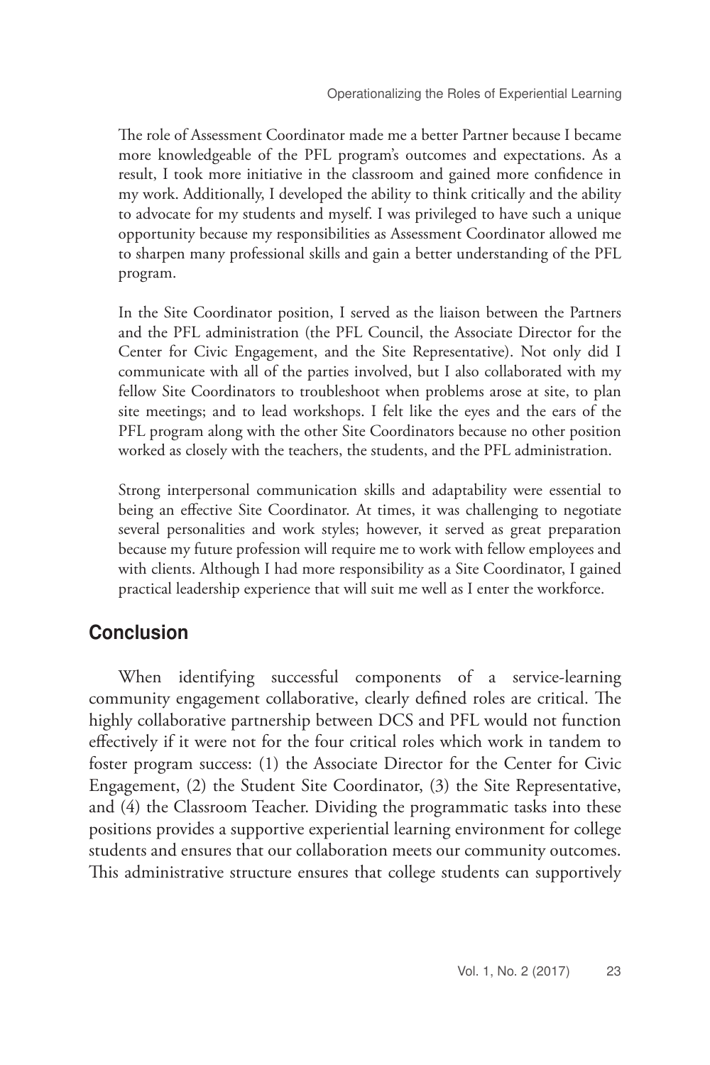The role of Assessment Coordinator made me a better Partner because I became more knowledgeable of the PFL program's outcomes and expectations. As a result, I took more initiative in the classroom and gained more confidence in my work. Additionally, I developed the ability to think critically and the ability to advocate for my students and myself. I was privileged to have such a unique opportunity because my responsibilities as Assessment Coordinator allowed me to sharpen many professional skills and gain a better understanding of the PFL program.

In the Site Coordinator position, I served as the liaison between the Partners and the PFL administration (the PFL Council, the Associate Director for the Center for Civic Engagement, and the Site Representative). Not only did I communicate with all of the parties involved, but I also collaborated with my fellow Site Coordinators to troubleshoot when problems arose at site, to plan site meetings; and to lead workshops. I felt like the eyes and the ears of the PFL program along with the other Site Coordinators because no other position worked as closely with the teachers, the students, and the PFL administration.

Strong interpersonal communication skills and adaptability were essential to being an effective Site Coordinator. At times, it was challenging to negotiate several personalities and work styles; however, it served as great preparation because my future profession will require me to work with fellow employees and with clients. Although I had more responsibility as a Site Coordinator, I gained practical leadership experience that will suit me well as I enter the workforce.

## Conclusion

When identifying successful components of a service-learning community engagement collaborative, clearly defined roles are critical. The highly collaborative partnership between DCS and PFL would not function effectively if it were not for the four critical roles which work in tandem to foster program success: (1) the Associate Director for the Center for Civic Engagement, (2) the Student Site Coordinator, (3) the Site Representative, and (4) the Classroom Teacher. Dividing the programmatic tasks into these positions provides a supportive experiential learning environment for college students and ensures that our collaboration meets our community outcomes. This administrative structure ensures that college students can supportively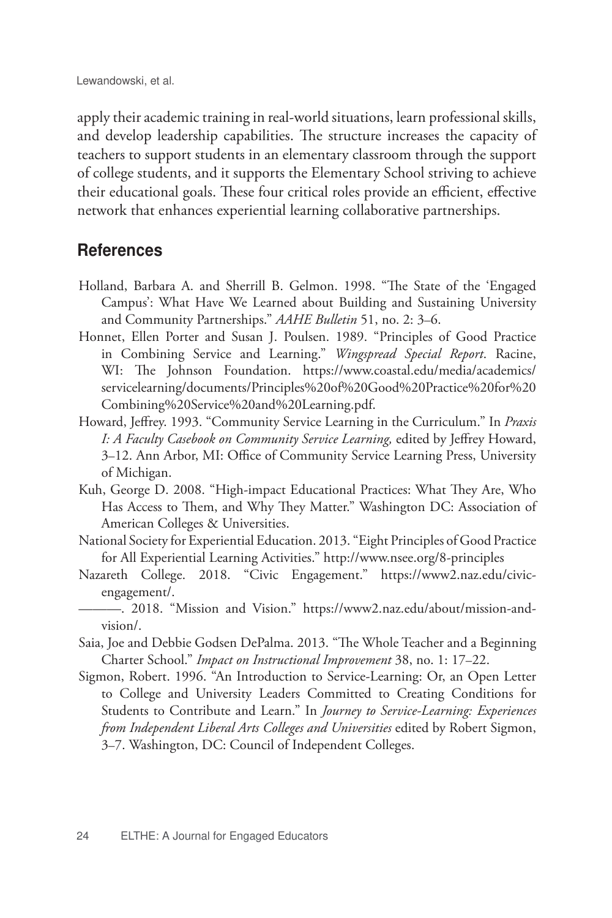apply their academic training in real-world situations, learn professional skills, and develop leadership capabilities. The structure increases the capacity of teachers to support students in an elementary classroom through the support of college students, and it supports the Elementary School striving to achieve their educational goals. These four critical roles provide an efficient, effective network that enhances experiential learning collaborative partnerships.

## References

Holland, Barbara A. and Sherrill B. Gelmon. 1998. "The State of the 'Engaged Campus': What Have We Learned about Building and Sustaining University and Community Partnerships." *AAHE Bulletin* 51, no. 2: 3–6.

Honnet, Ellen Porter and Susan J. Poulsen. 1989. "Principles of Good Practice in Combining Service and Learning." *Wingspread Special Report*. Racine, WI: The Johnson Foundation. https://www.coastal.edu/media/academics/servicelearning/documents/Principles%20of%20Good%20Practice%20for%20Combining%20Service%20and%20Learning.pdf.

Howard, Jeffrey. 1993. "Community Service Learning in the Curriculum." In *Praxis I: A Faculty Casebook on Community Service Learning,* edited by Jeffrey Howard, 3–12. Ann Arbor, MI: Office of Community Service Learning Press, University of Michigan.

Kuh, George D. 2008. "High-impact Educational Practices: What They Are, Who Has Access to Them, and Why They Matter." Washington DC: Association of American Colleges & Universities.

National Society for Experiential Education. 2013. "Eight Principles of Good Practice for All Experiential Learning Activities." http://www.nsee.org/8-principles

Nazareth College. 2018. "Civic Engagement." https://www2.naz.edu/civic-engagement/.

———. 2018. "Mission and Vision." https://www2.naz.edu/about/mission-and-vision/.

Saia, Joe and Debbie Godsen DePalma. 2013. "The Whole Teacher and a Beginning Charter School." *Impact on Instructional Improvement* 38, no. 1: 17–22.

Sigmon, Robert. 1996. "An Introduction to Service-Learning: Or, an Open Letter to College and University Leaders Committed to Creating Conditions for Students to Contribute and Learn." In *Journey to Service-Learning: Experiences from Independent Liberal Arts Colleges and Universities* edited by Robert Sigmon, 3–7. Washington, DC: Council of Independent Colleges.